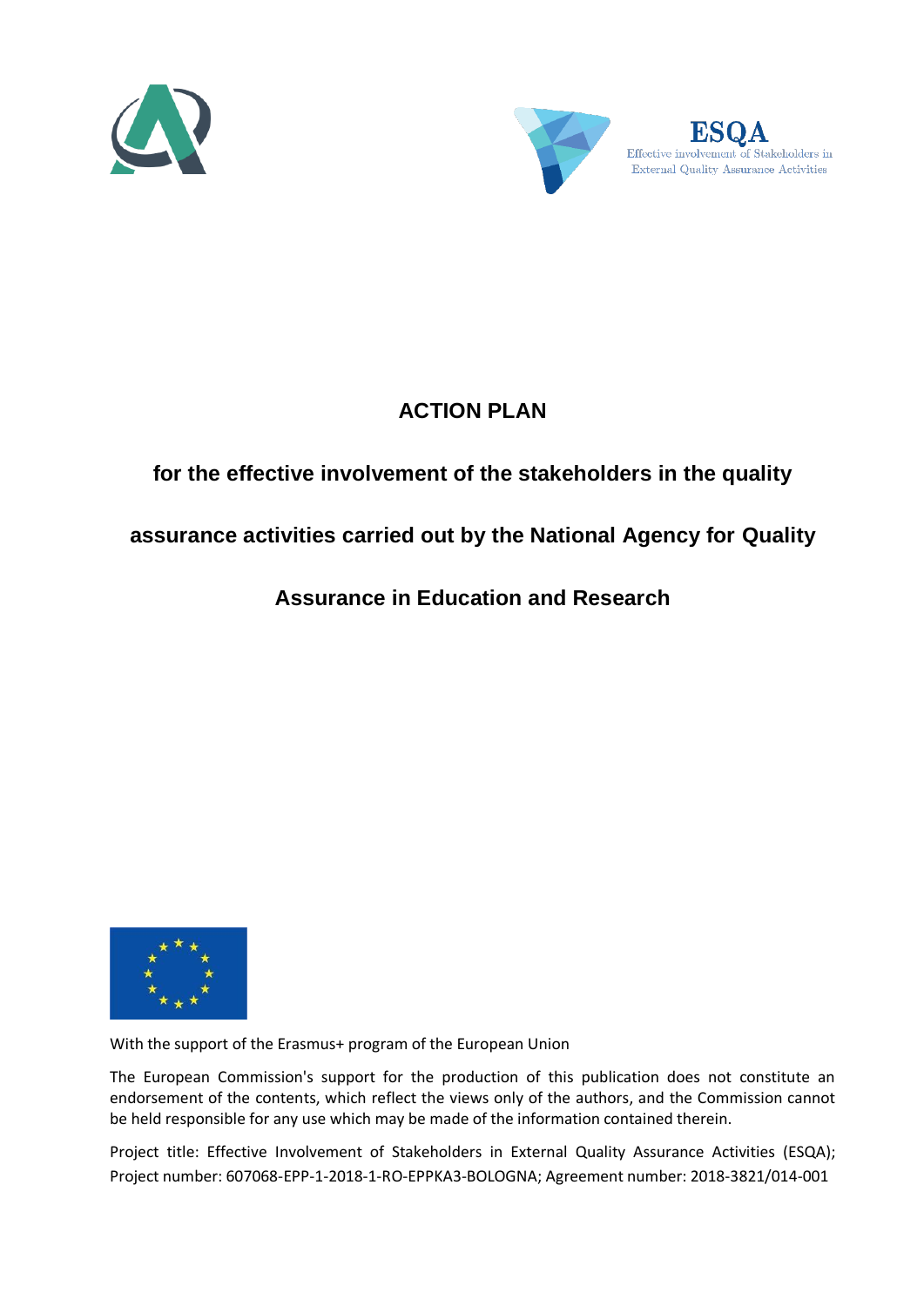ESQA
Effective involvement of Stakeholders in External Quality Assurance Activities

# ACTION PLAN

## for the effective involvement of the stakeholders in the quality assurance activities carried out by the National Agency for Quality Assurance in Education and Research

With the support of the Erasmus+ program of the European Union

The European Commission's support for the production of this publication does not constitute an endorsement of the contents, which reflect the views only of the authors, and the Commission cannot be held responsible for any use which may be made of the information contained therein.

Project title: Effective Involvement of Stakeholders in External Quality Assurance Activities (ESQA); Project number: 607068-EPP-1-2018-1-RO-EPPKA3-BOLOGNA; Agreement number: 2018-3821/014-001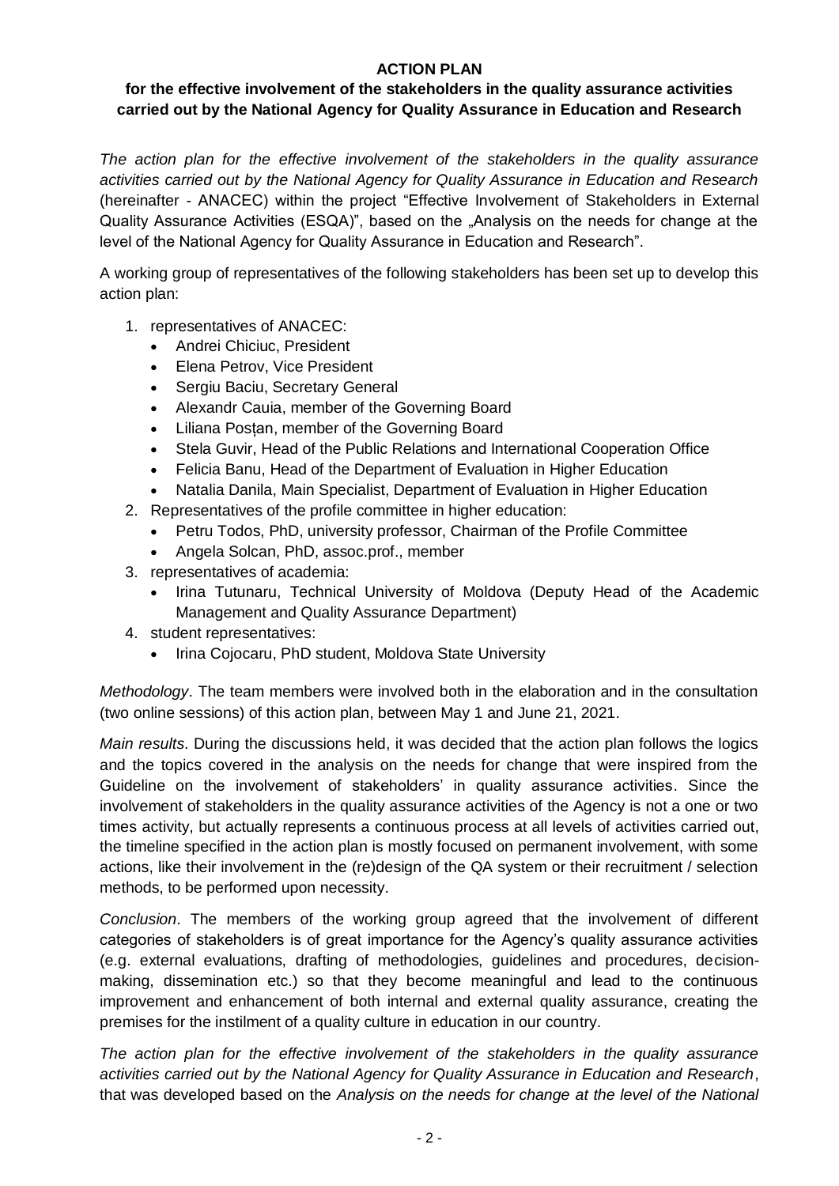**ACTION PLAN**

**for the effective involvement of the stakeholders in the quality assurance activities carried out by the National Agency for Quality Assurance in Education and Research**

*The action plan for the effective involvement of the stakeholders in the quality assurance activities carried out by the National Agency for Quality Assurance in Education and Research* (hereinafter - ANACEC) within the project "Effective Involvement of Stakeholders in External Quality Assurance Activities (ESQA)", based on the „Analysis on the needs for change at the level of the National Agency for Quality Assurance in Education and Research".

A working group of representatives of the following stakeholders has been set up to develop this action plan:

1. representatives of ANACEC:
   - Andrei Chiciuc, President
   - Elena Petrov, Vice President
   - Sergiu Baciu, Secretary General
   - Alexandr Cauia, member of the Governing Board
   - Liliana Posțan, member of the Governing Board
   - Stela Guvir, Head of the Public Relations and International Cooperation Office
   - Felicia Banu, Head of the Department of Evaluation in Higher Education
   - Natalia Danila, Main Specialist, Department of Evaluation in Higher Education
2. Representatives of the profile committee in higher education:
   - Petru Todos, PhD, university professor, Chairman of the Profile Committee
   - Angela Solcan, PhD, assoc.prof., member
3. representatives of academia:
   - Irina Tutunaru, Technical University of Moldova (Deputy Head of the Academic Management and Quality Assurance Department)
4. student representatives:
   - Irina Cojocaru, PhD student, Moldova State University

*Methodology*. The team members were involved both in the elaboration and in the consultation (two online sessions) of this action plan, between May 1 and June 21, 2021.

*Main results*. During the discussions held, it was decided that the action plan follows the logics and the topics covered in the analysis on the needs for change that were inspired from the Guideline on the involvement of stakeholders' in quality assurance activities. Since the involvement of stakeholders in the quality assurance activities of the Agency is not a one or two times activity, but actually represents a continuous process at all levels of activities carried out, the timeline specified in the action plan is mostly focused on permanent involvement, with some actions, like their involvement in the (re)design of the QA system or their recruitment / selection methods, to be performed upon necessity.

*Conclusion*. The members of the working group agreed that the involvement of different categories of stakeholders is of great importance for the Agency's quality assurance activities (e.g. external evaluations, drafting of methodologies, guidelines and procedures, decision-making, dissemination etc.) so that they become meaningful and lead to the continuous improvement and enhancement of both internal and external quality assurance, creating the premises for the instilment of a quality culture in education in our country.

*The action plan for the effective involvement of the stakeholders in the quality assurance activities carried out by the National Agency for Quality Assurance in Education and Research*, that was developed based on the *Analysis on the needs for change at the level of the National*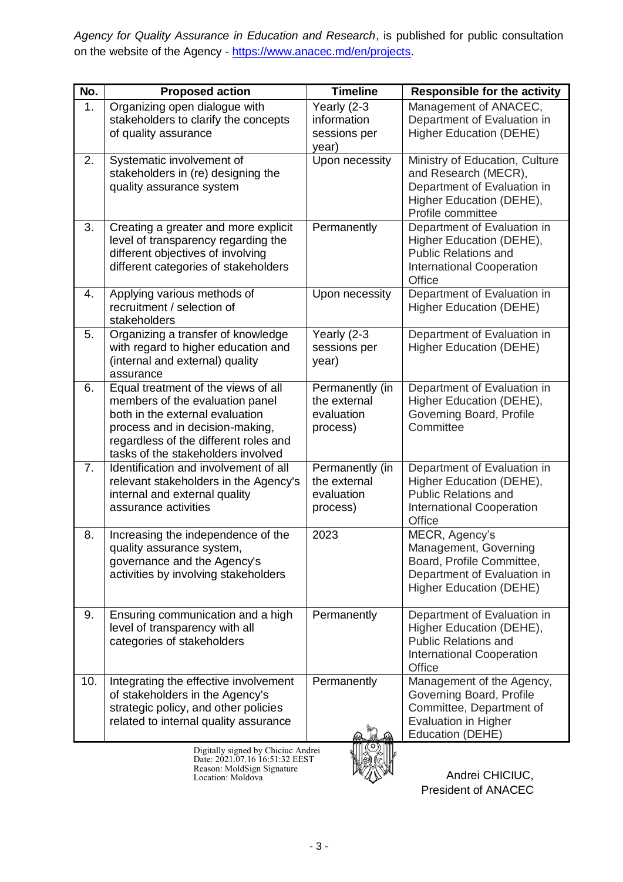*Agency for Quality Assurance in Education and Research*, is published for public consultation on the website of the Agency - https://www.anacec.md/en/projects.

| No. | Proposed action | Timeline | Responsible for the activity |
|---|---|---|---|
| 1. | Organizing open dialogue with stakeholders to clarify the concepts of quality assurance | Yearly (2-3 information sessions per year) | Management of ANACEC, Department of Evaluation in Higher Education (DEHE) |
| 2. | Systematic involvement of stakeholders in (re) designing the quality assurance system | Upon necessity | Ministry of Education, Culture and Research (MECR), Department of Evaluation in Higher Education (DEHE), Profile committee |
| 3. | Creating a greater and more explicit level of transparency regarding the different objectives of involving different categories of stakeholders | Permanently | Department of Evaluation in Higher Education (DEHE), Public Relations and International Cooperation Office |
| 4. | Applying various methods of recruitment / selection of stakeholders | Upon necessity | Department of Evaluation in Higher Education (DEHE) |
| 5. | Organizing a transfer of knowledge with regard to higher education and (internal and external) quality assurance | Yearly (2-3 sessions per year) | Department of Evaluation in Higher Education (DEHE) |
| 6. | Equal treatment of the views of all members of the evaluation panel both in the external evaluation process and in decision-making, regardless of the different roles and tasks of the stakeholders involved | Permanently (in the external evaluation process) | Department of Evaluation in Higher Education (DEHE), Governing Board, Profile Committee |
| 7. | Identification and involvement of all relevant stakeholders in the Agency's internal and external quality assurance activities | Permanently (in the external evaluation process) | Department of Evaluation in Higher Education (DEHE), Public Relations and International Cooperation Office |
| 8. | Increasing the independence of the quality assurance system, governance and the Agency's activities by involving stakeholders | 2023 | MECR, Agency's Management, Governing Board, Profile Committee, Department of Evaluation in Higher Education (DEHE) |
| 9. | Ensuring communication and a high level of transparency with all categories of stakeholders | Permanently | Department of Evaluation in Higher Education (DEHE), Public Relations and International Cooperation Office |
| 10. | Integrating the effective involvement of stakeholders in the Agency's strategic policy, and other policies related to internal quality assurance | Permanently | Management of the Agency, Governing Board, Profile Committee, Department of Evaluation in Higher Education (DEHE) |

Digitally signed by Chiciuc Andrei
Date: 2021.07.16 16:51:32 EEST
Reason: MoldSign Signature
Location: Moldova

Andrei CHICIUC,
President of ANACEC